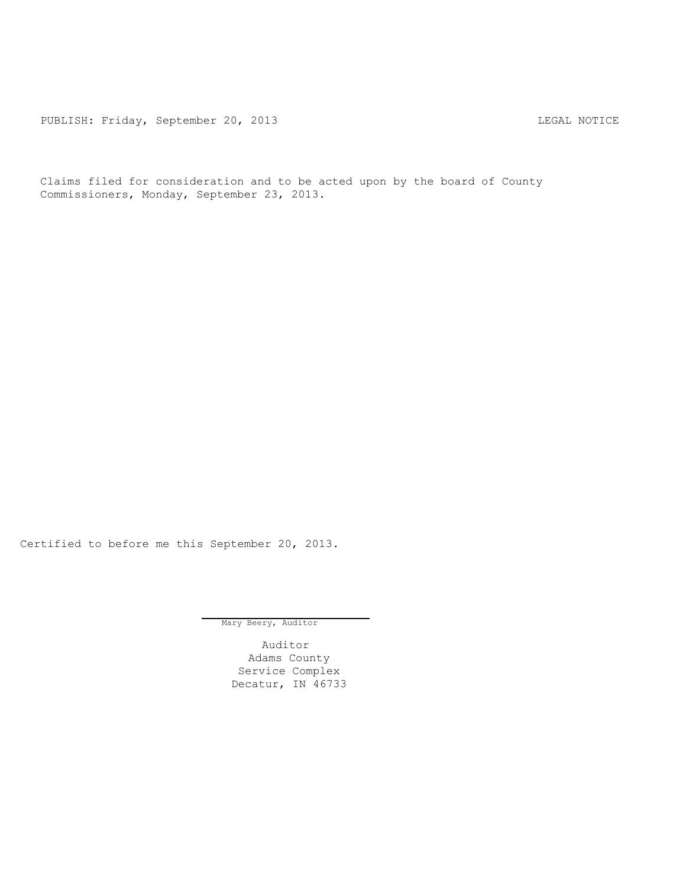PUBLISH: Friday, September 20, 2013 LEGAL NOTICE

Claims filed for consideration and to be acted upon by the board of County Commissioners, Monday, September 23, 2013.

Certified to before me this September 20, 2013.

Mary Beery, Auditor

Auditor
Adams County
Service Complex
Decatur, IN 46733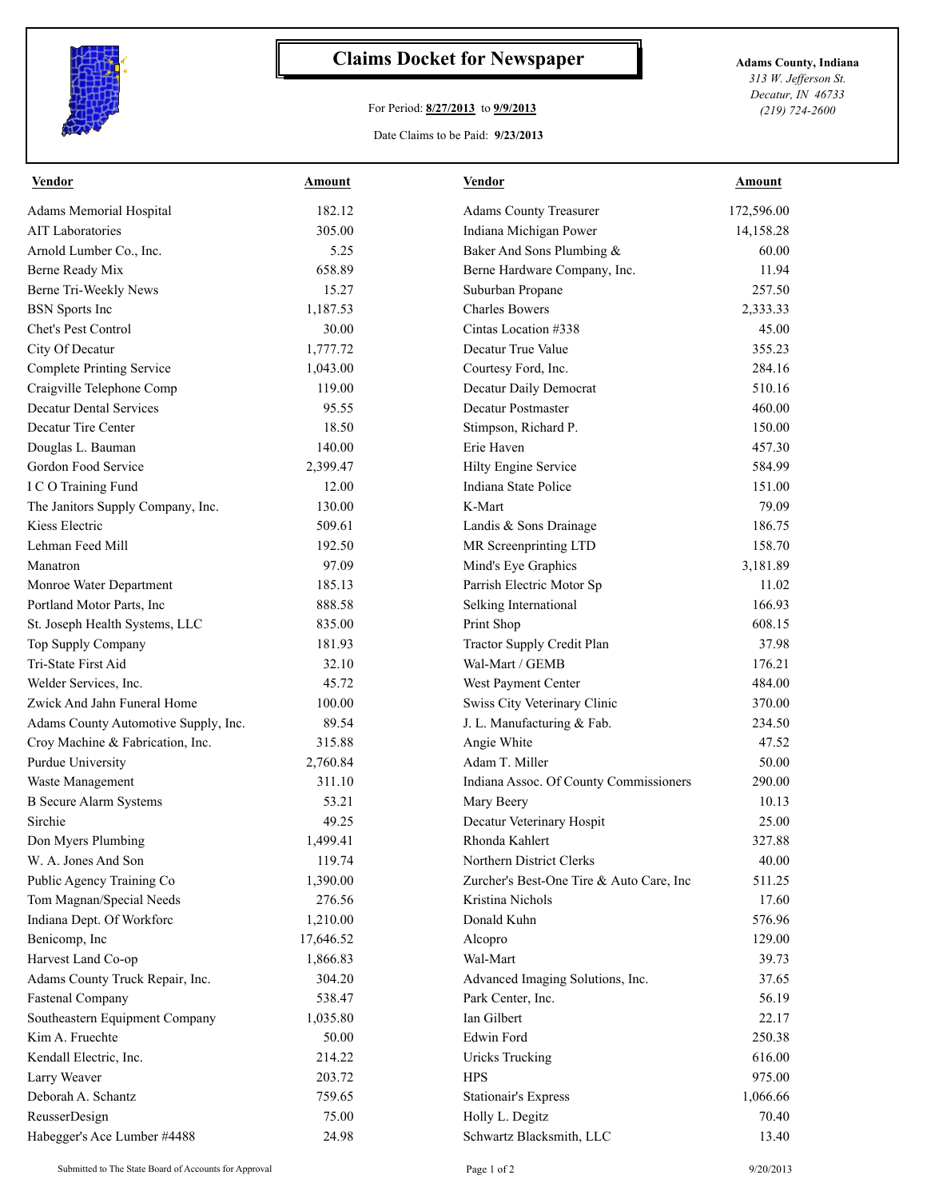# Claims Docket for Newspaper

For Period: **8/27/2013** to **9/9/2013**

Date Claims to be Paid: **9/23/2013**

**Adams County, Indiana**
*313 W. Jefferson St.*
*Decatur, IN 46733*
*(219) 724-2600*

| Vendor | Amount | Vendor | Amount |
|---|---|---|---|
| Adams Memorial Hospital | 182.12 | Adams County Treasurer | 172,596.00 |
| AIT Laboratories | 305.00 | Indiana Michigan Power | 14,158.28 |
| Arnold Lumber Co., Inc. | 5.25 | Baker And Sons Plumbing & | 60.00 |
| Berne Ready Mix | 658.89 | Berne Hardware Company, Inc. | 11.94 |
| Berne Tri-Weekly News | 15.27 | Suburban Propane | 257.50 |
| BSN Sports Inc | 1,187.53 | Charles Bowers | 2,333.33 |
| Chet's Pest Control | 30.00 | Cintas Location #338 | 45.00 |
| City Of Decatur | 1,777.72 | Decatur True Value | 355.23 |
| Complete Printing Service | 1,043.00 | Courtesy Ford, Inc. | 284.16 |
| Craigville Telephone Comp | 119.00 | Decatur Daily Democrat | 510.16 |
| Decatur Dental Services | 95.55 | Decatur Postmaster | 460.00 |
| Decatur Tire Center | 18.50 | Stimpson, Richard P. | 150.00 |
| Douglas L. Bauman | 140.00 | Erie Haven | 457.30 |
| Gordon Food Service | 2,399.47 | Hilty Engine Service | 584.99 |
| I C O Training Fund | 12.00 | Indiana State Police | 151.00 |
| The Janitors Supply Company, Inc. | 130.00 | K-Mart | 79.09 |
| Kiess Electric | 509.61 | Landis & Sons Drainage | 186.75 |
| Lehman Feed Mill | 192.50 | MR Screenprinting LTD | 158.70 |
| Manatron | 97.09 | Mind's Eye Graphics | 3,181.89 |
| Monroe Water Department | 185.13 | Parrish Electric Motor Sp | 11.02 |
| Portland Motor Parts, Inc | 888.58 | Selking International | 166.93 |
| St. Joseph Health Systems, LLC | 835.00 | Print Shop | 608.15 |
| Top Supply Company | 181.93 | Tractor Supply Credit Plan | 37.98 |
| Tri-State First Aid | 32.10 | Wal-Mart / GEMB | 176.21 |
| Welder Services, Inc. | 45.72 | West Payment Center | 484.00 |
| Zwick And Jahn Funeral Home | 100.00 | Swiss City Veterinary Clinic | 370.00 |
| Adams County Automotive Supply, Inc. | 89.54 | J. L. Manufacturing & Fab. | 234.50 |
| Croy Machine & Fabrication, Inc. | 315.88 | Angie White | 47.52 |
| Purdue University | 2,760.84 | Adam T. Miller | 50.00 |
| Waste Management | 311.10 | Indiana Assoc. Of County Commissioners | 290.00 |
| B Secure Alarm Systems | 53.21 | Mary Beery | 10.13 |
| Sirchie | 49.25 | Decatur Veterinary Hospit | 25.00 |
| Don Myers Plumbing | 1,499.41 | Rhonda Kahlert | 327.88 |
| W. A. Jones And Son | 119.74 | Northern District Clerks | 40.00 |
| Public Agency Training Co | 1,390.00 | Zurcher's Best-One Tire & Auto Care, Inc | 511.25 |
| Tom Magnan/Special Needs | 276.56 | Kristina Nichols | 17.60 |
| Indiana Dept. Of Workforc | 1,210.00 | Donald Kuhn | 576.96 |
| Benicomp, Inc | 17,646.52 | Alcopro | 129.00 |
| Harvest Land Co-op | 1,866.83 | Wal-Mart | 39.73 |
| Adams County Truck Repair, Inc. | 304.20 | Advanced Imaging Solutions, Inc. | 37.65 |
| Fastenal Company | 538.47 | Park Center, Inc. | 56.19 |
| Southeastern Equipment Company | 1,035.80 | Ian Gilbert | 22.17 |
| Kim A. Fruechte | 50.00 | Edwin Ford | 250.38 |
| Kendall Electric, Inc. | 214.22 | Uricks Trucking | 616.00 |
| Larry Weaver | 203.72 | HPS | 975.00 |
| Deborah A. Schantz | 759.65 | Stationair's Express | 1,066.66 |
| ReusserDesign | 75.00 | Holly L. Degitz | 70.40 |
| Habegger's Ace Lumber #4488 | 24.98 | Schwartz Blacksmith, LLC | 13.40 |

Submitted to The State Board of Accounts for Approval — 9/20/2013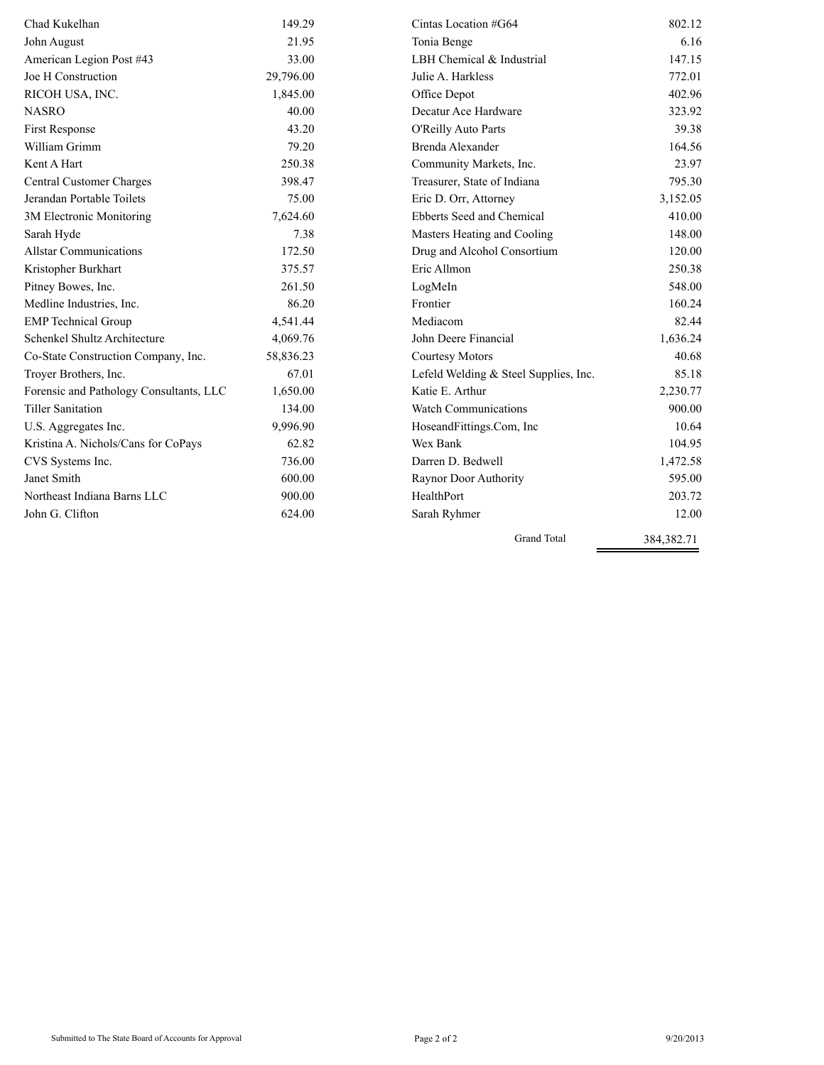| | |
|---|---|
| Chad Kukelhan | 149.29 |
| John August | 21.95 |
| American Legion Post #43 | 33.00 |
| Joe H Construction | 29,796.00 |
| RICOH USA, INC. | 1,845.00 |
| NASRO | 40.00 |
| First Response | 43.20 |
| William Grimm | 79.20 |
| Kent A Hart | 250.38 |
| Central Customer Charges | 398.47 |
| Jerandan Portable Toilets | 75.00 |
| 3M Electronic Monitoring | 7,624.60 |
| Sarah Hyde | 7.38 |
| Allstar Communications | 172.50 |
| Kristopher Burkhart | 375.57 |
| Pitney Bowes, Inc. | 261.50 |
| Medline Industries, Inc. | 86.20 |
| EMP Technical Group | 4,541.44 |
| Schenkel Shultz Architecture | 4,069.76 |
| Co-State Construction Company, Inc. | 58,836.23 |
| Troyer Brothers, Inc. | 67.01 |
| Forensic and Pathology Consultants, LLC | 1,650.00 |
| Tiller Sanitation | 134.00 |
| U.S. Aggregates Inc. | 9,996.90 |
| Kristina A. Nichols/Cans for CoPays | 62.82 |
| CVS Systems Inc. | 736.00 |
| Janet Smith | 600.00 |
| Northeast Indiana Barns LLC | 900.00 |
| John G. Clifton | 624.00 |
| Cintas Location #G64 | 802.12 |
| Tonia Benge | 6.16 |
| LBH Chemical & Industrial | 147.15 |
| Julie A. Harkless | 772.01 |
| Office Depot | 402.96 |
| Decatur Ace Hardware | 323.92 |
| O'Reilly Auto Parts | 39.38 |
| Brenda Alexander | 164.56 |
| Community Markets, Inc. | 23.97 |
| Treasurer, State of Indiana | 795.30 |
| Eric D. Orr, Attorney | 3,152.05 |
| Ebberts Seed and Chemical | 410.00 |
| Masters Heating and Cooling | 148.00 |
| Drug and Alcohol Consortium | 120.00 |
| Eric Allmon | 250.38 |
| LogMeIn | 548.00 |
| Frontier | 160.24 |
| Mediacom | 82.44 |
| John Deere Financial | 1,636.24 |
| Courtesy Motors | 40.68 |
| Lefeld Welding & Steel Supplies, Inc. | 85.18 |
| Katie E. Arthur | 2,230.77 |
| Watch Communications | 900.00 |
| HoseandFittings.Com, Inc | 10.64 |
| Wex Bank | 104.95 |
| Darren D. Bedwell | 1,472.58 |
| Raynor Door Authority | 595.00 |
| HealthPort | 203.72 |
| Sarah Ryhmer | 12.00 |
| Grand Total | 384,382.71 |

Submitted to The State Board of Accounts for Approval

9/20/2013